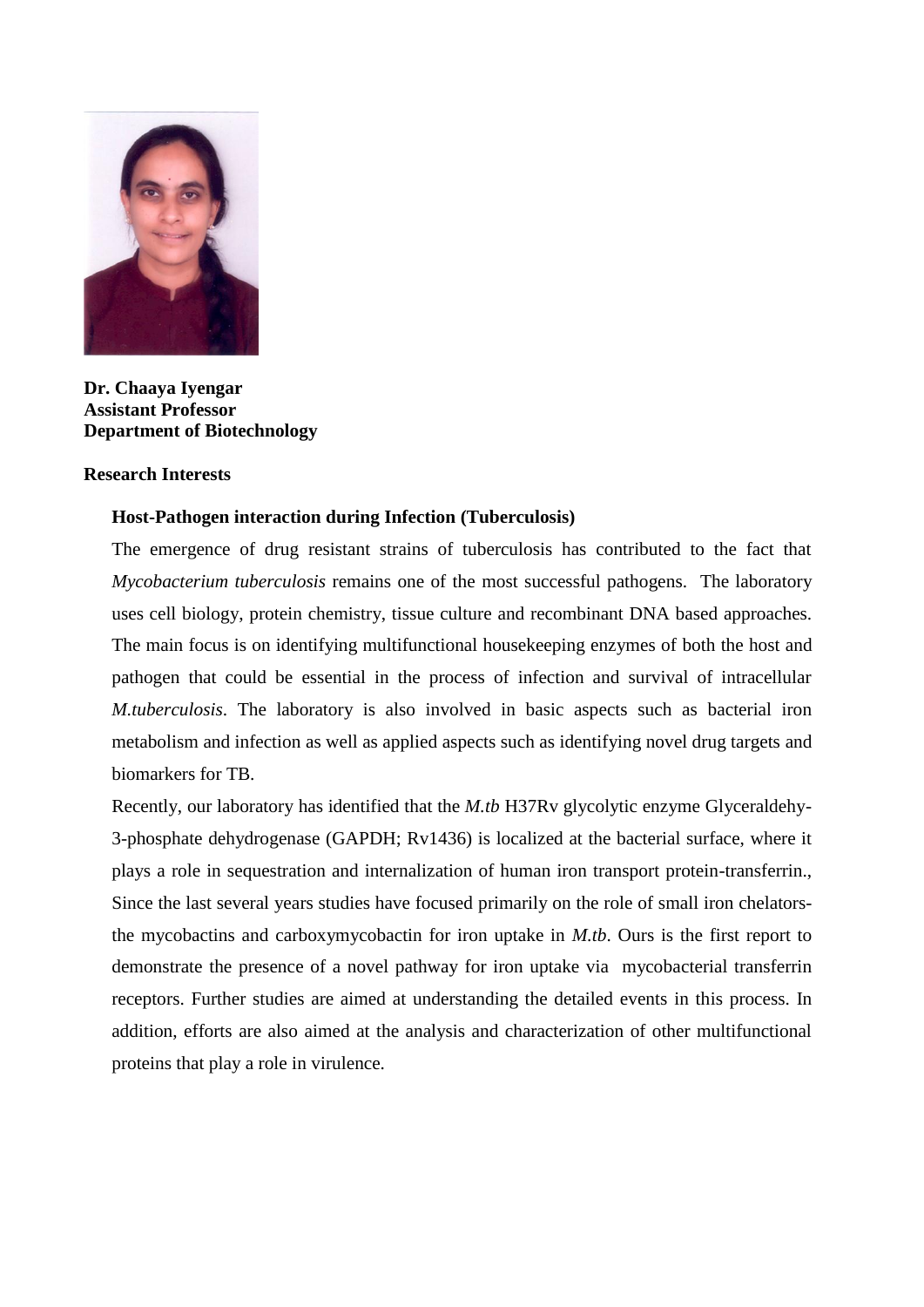**Dr. Chaaya Iyengar**
**Assistant Professor**
**Department of Biotechnology**

## Research Interests

### Host-Pathogen interaction during Infection (Tuberculosis)

The emergence of drug resistant strains of tuberculosis has contributed to the fact that *Mycobacterium tuberculosis* remains one of the most successful pathogens. The laboratory uses cell biology, protein chemistry, tissue culture and recombinant DNA based approaches. The main focus is on identifying multifunctional housekeeping enzymes of both the host and pathogen that could be essential in the process of infection and survival of intracellular *M.tuberculosis*. The laboratory is also involved in basic aspects such as bacterial iron metabolism and infection as well as applied aspects such as identifying novel drug targets and biomarkers for TB.

Recently, our laboratory has identified that the *M.tb* H37Rv glycolytic enzyme Glyceraldehy-3-phosphate dehydrogenase (GAPDH; Rv1436) is localized at the bacterial surface, where it plays a role in sequestration and internalization of human iron transport protein-transferrin., Since the last several years studies have focused primarily on the role of small iron chelators-the mycobactins and carboxymycobactin for iron uptake in *M.tb*. Ours is the first report to demonstrate the presence of a novel pathway for iron uptake via mycobacterial transferrin receptors. Further studies are aimed at understanding the detailed events in this process. In addition, efforts are also aimed at the analysis and characterization of other multifunctional proteins that play a role in virulence.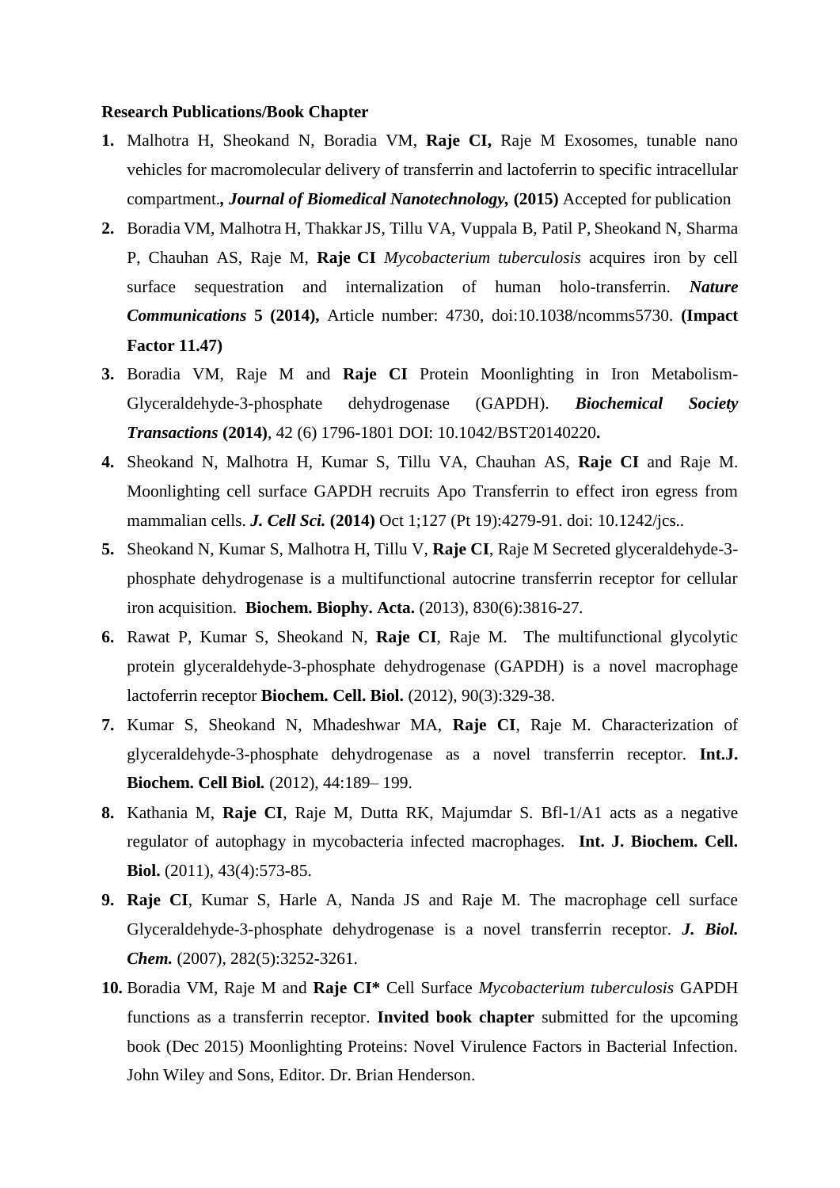**Research Publications/Book Chapter**

1. Malhotra H, Sheokand N, Boradia VM, **Raje CI,** Raje M Exosomes, tunable nano vehicles for macromolecular delivery of transferrin and lactoferrin to specific intracellular compartment.**,** ***Journal of Biomedical Nanotechnology,*** **(2015)** Accepted for publication
2. Boradia VM, Malhotra H, Thakkar JS, Tillu VA, Vuppala B, Patil P, Sheokand N, Sharma P, Chauhan AS, Raje M, **Raje CI** *Mycobacterium tuberculosis* acquires iron by cell surface sequestration and internalization of human holo-transferrin. ***Nature Communications*** **5 (2014),** Article number: 4730, doi:10.1038/ncomms5730. **(Impact Factor 11.47)**
3. Boradia VM, Raje M and **Raje CI** Protein Moonlighting in Iron Metabolism- Glyceraldehyde-3-phosphate dehydrogenase (GAPDH). ***Biochemical Society Transactions*** **(2014)**, 42 (6) 1796-1801 DOI: 10.1042/BST20140220**.**
4. Sheokand N, Malhotra H, Kumar S, Tillu VA, Chauhan AS, **Raje CI** and Raje M. Moonlighting cell surface GAPDH recruits Apo Transferrin to effect iron egress from mammalian cells. ***J. Cell Sci.*** **(2014)** Oct 1;127 (Pt 19):4279-91. doi: 10.1242/jcs..
5. Sheokand N, Kumar S, Malhotra H, Tillu V, **Raje CI**, Raje M Secreted glyceraldehyde-3-phosphate dehydrogenase is a multifunctional autocrine transferrin receptor for cellular iron acquisition. **Biochem. Biophy. Acta.** (2013), 830(6):3816-27.
6. Rawat P, Kumar S, Sheokand N, **Raje CI**, Raje M. The multifunctional glycolytic protein glyceraldehyde-3-phosphate dehydrogenase (GAPDH) is a novel macrophage lactoferrin receptor **Biochem. Cell. Biol.** (2012), 90(3):329-38.
7. Kumar S, Sheokand N, Mhadeshwar MA, **Raje CI**, Raje M. Characterization of glyceraldehyde-3-phosphate dehydrogenase as a novel transferrin receptor. **Int.J. Biochem. Cell Biol.** (2012), 44:189– 199.
8. Kathania M, **Raje CI**, Raje M, Dutta RK, Majumdar S. Bfl-1/A1 acts as a negative regulator of autophagy in mycobacteria infected macrophages. **Int. J. Biochem. Cell. Biol.** (2011), 43(4):573-85.
9. **Raje CI**, Kumar S, Harle A, Nanda JS and Raje M. The macrophage cell surface Glyceraldehyde-3-phosphate dehydrogenase is a novel transferrin receptor. ***J. Biol. Chem.*** (2007), 282(5):3252-3261.
10. Boradia VM, Raje M and **Raje CI*** Cell Surface *Mycobacterium tuberculosis* GAPDH functions as a transferrin receptor. **Invited book chapter** submitted for the upcoming book (Dec 2015) Moonlighting Proteins: Novel Virulence Factors in Bacterial Infection. John Wiley and Sons, Editor. Dr. Brian Henderson.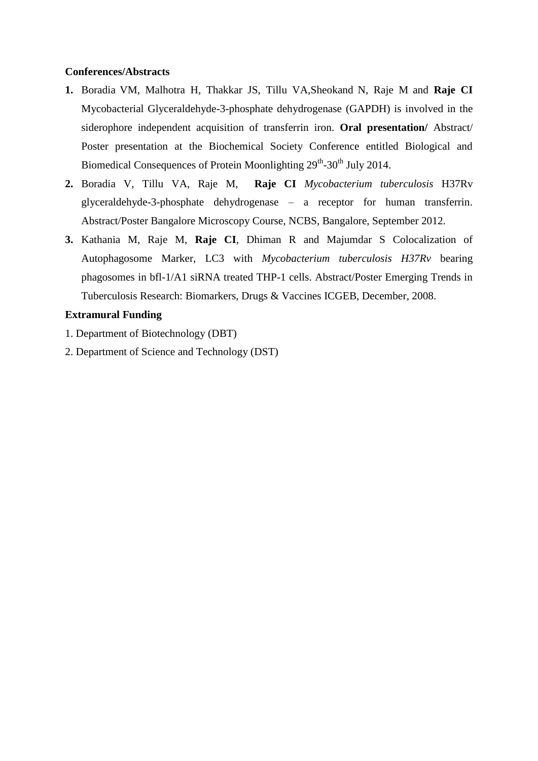**Conferences/Abstracts**

1. Boradia VM, Malhotra H, Thakkar JS, Tillu VA,Sheokand N, Raje M and **Raje CI** Mycobacterial Glyceraldehyde-3-phosphate dehydrogenase (GAPDH) is involved in the siderophore independent acquisition of transferrin iron. **Oral presentation/** Abstract/ Poster presentation at the Biochemical Society Conference entitled Biological and Biomedical Consequences of Protein Moonlighting 29$^{th}$-30$^{th}$ July 2014.
2. Boradia V, Tillu VA, Raje M, **Raje CI** *Mycobacterium tuberculosis* H37Rv glyceraldehyde-3-phosphate dehydrogenase – a receptor for human transferrin. Abstract/Poster Bangalore Microscopy Course, NCBS, Bangalore, September 2012.
3. Kathania M, Raje M, **Raje CI**, Dhiman R and Majumdar S Colocalization of Autophagosome Marker, LC3 with *Mycobacterium tuberculosis H37Rv* bearing phagosomes in bfl-1/A1 siRNA treated THP-1 cells. Abstract/Poster Emerging Trends in Tuberculosis Research: Biomarkers, Drugs & Vaccines ICGEB, December, 2008.

**Extramural Funding**

1. Department of Biotechnology (DBT)
2. Department of Science and Technology (DST)